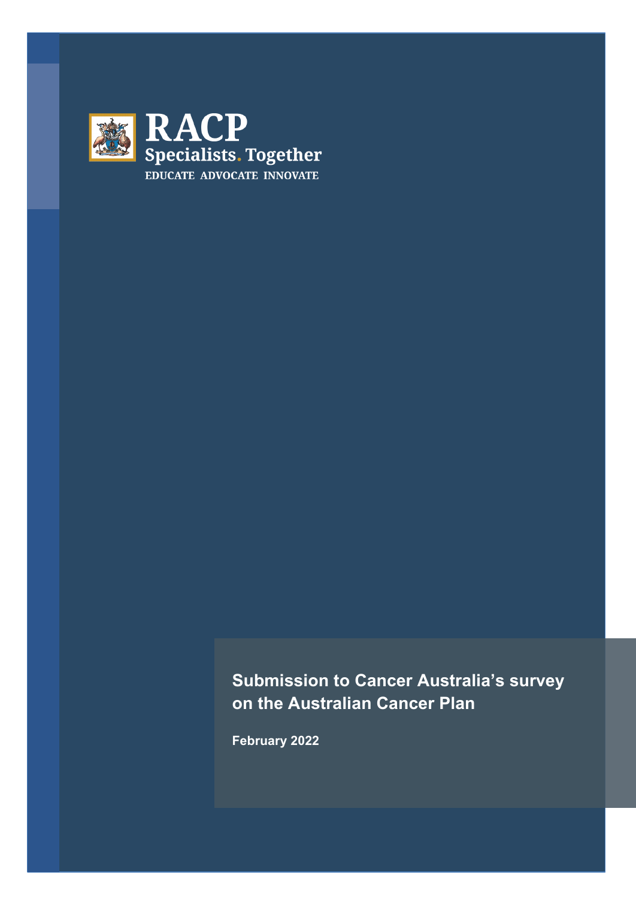RACP

Specialists. Together

EDUCATE ADVOCATE INNOVATE

# Submission to Cancer Australia's survey on the Australian Cancer Plan

**February 2022**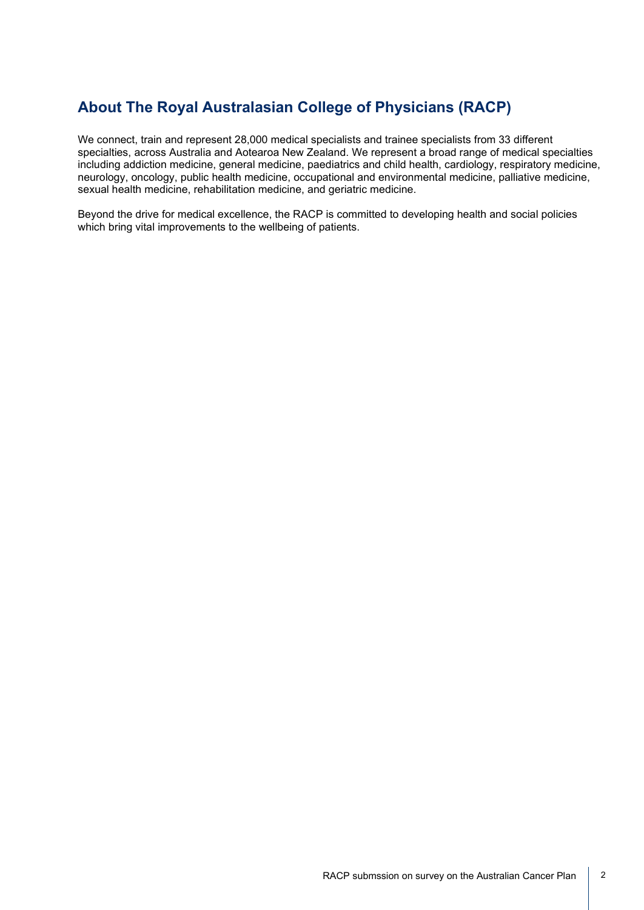## About The Royal Australasian College of Physicians (RACP)

We connect, train and represent 28,000 medical specialists and trainee specialists from 33 different specialties, across Australia and Aotearoa New Zealand. We represent a broad range of medical specialties including addiction medicine, general medicine, paediatrics and child health, cardiology, respiratory medicine, neurology, oncology, public health medicine, occupational and environmental medicine, palliative medicine, sexual health medicine, rehabilitation medicine, and geriatric medicine.

Beyond the drive for medical excellence, the RACP is committed to developing health and social policies which bring vital improvements to the wellbeing of patients.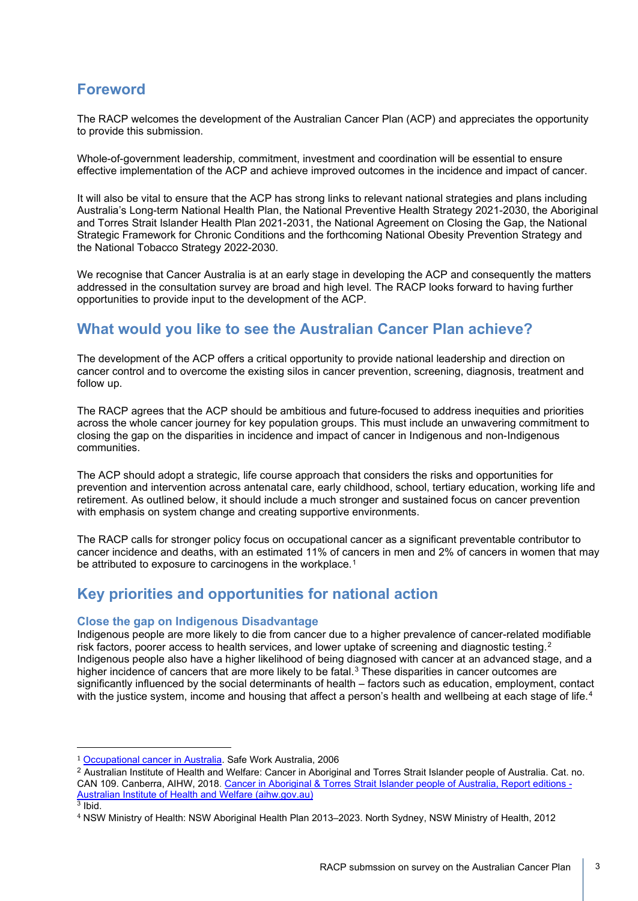## Foreword

The RACP welcomes the development of the Australian Cancer Plan (ACP) and appreciates the opportunity to provide this submission.

Whole-of-government leadership, commitment, investment and coordination will be essential to ensure effective implementation of the ACP and achieve improved outcomes in the incidence and impact of cancer.

It will also be vital to ensure that the ACP has strong links to relevant national strategies and plans including Australia's Long-term National Health Plan, the National Preventive Health Strategy 2021-2030, the Aboriginal and Torres Strait Islander Health Plan 2021-2031, the National Agreement on Closing the Gap, the National Strategic Framework for Chronic Conditions and the forthcoming National Obesity Prevention Strategy and the National Tobacco Strategy 2022-2030.

We recognise that Cancer Australia is at an early stage in developing the ACP and consequently the matters addressed in the consultation survey are broad and high level. The RACP looks forward to having further opportunities to provide input to the development of the ACP.

## What would you like to see the Australian Cancer Plan achieve?

The development of the ACP offers a critical opportunity to provide national leadership and direction on cancer control and to overcome the existing silos in cancer prevention, screening, diagnosis, treatment and follow up.

The RACP agrees that the ACP should be ambitious and future-focused to address inequities and priorities across the whole cancer journey for key population groups. This must include an unwavering commitment to closing the gap on the disparities in incidence and impact of cancer in Indigenous and non-Indigenous communities.

The ACP should adopt a strategic, life course approach that considers the risks and opportunities for prevention and intervention across antenatal care, early childhood, school, tertiary education, working life and retirement. As outlined below, it should include a much stronger and sustained focus on cancer prevention with emphasis on system change and creating supportive environments.

The RACP calls for stronger policy focus on occupational cancer as a significant preventable contributor to cancer incidence and deaths, with an estimated 11% of cancers in men and 2% of cancers in women that may be attributed to exposure to carcinogens in the workplace.[1]

## Key priorities and opportunities for national action

### Close the gap on Indigenous Disadvantage

Indigenous people are more likely to die from cancer due to a higher prevalence of cancer-related modifiable risk factors, poorer access to health services, and lower uptake of screening and diagnostic testing.[2] Indigenous people also have a higher likelihood of being diagnosed with cancer at an advanced stage, and a higher incidence of cancers that are more likely to be fatal.[3] These disparities in cancer outcomes are significantly influenced by the social determinants of health – factors such as education, employment, contact with the justice system, income and housing that affect a person's health and wellbeing at each stage of life.[4]

---

[1] Occupational cancer in Australia. Safe Work Australia, 2006

[2] Australian Institute of Health and Welfare: Cancer in Aboriginal and Torres Strait Islander people of Australia. Cat. no. CAN 109. Canberra, AIHW, 2018. Cancer in Aboriginal & Torres Strait Islander people of Australia, Report editions - Australian Institute of Health and Welfare (aihw.gov.au)

[3] Ibid.

[4] NSW Ministry of Health: NSW Aboriginal Health Plan 2013–2023. North Sydney, NSW Ministry of Health, 2012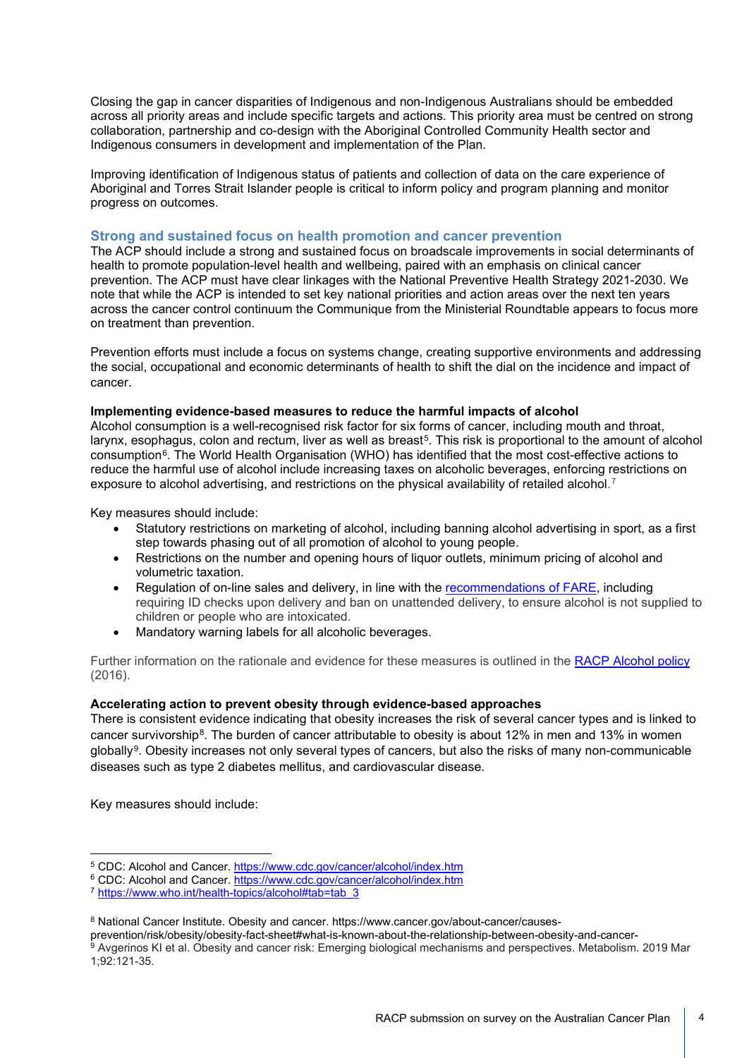Closing the gap in cancer disparities of Indigenous and non-Indigenous Australians should be embedded across all priority areas and include specific targets and actions. This priority area must be centred on strong collaboration, partnership and co-design with the Aboriginal Controlled Community Health sector and Indigenous consumers in development and implementation of the Plan.

Improving identification of Indigenous status of patients and collection of data on the care experience of Aboriginal and Torres Strait Islander people is critical to inform policy and program planning and monitor progress on outcomes.

## Strong and sustained focus on health promotion and cancer prevention

The ACP should include a strong and sustained focus on broadscale improvements in social determinants of health to promote population-level health and wellbeing, paired with an emphasis on clinical cancer prevention. The ACP must have clear linkages with the National Preventive Health Strategy 2021-2030. We note that while the ACP is intended to set key national priorities and action areas over the next ten years across the cancer control continuum the Communique from the Ministerial Roundtable appears to focus more on treatment than prevention.

Prevention efforts must include a focus on systems change, creating supportive environments and addressing the social, occupational and economic determinants of health to shift the dial on the incidence and impact of cancer.

**Implementing evidence-based measures to reduce the harmful impacts of alcohol**

Alcohol consumption is a well-recognised risk factor for six forms of cancer, including mouth and throat, larynx, esophagus, colon and rectum, liver as well as breast[5]. This risk is proportional to the amount of alcohol consumption[6]. The World Health Organisation (WHO) has identified that the most cost-effective actions to reduce the harmful use of alcohol include increasing taxes on alcoholic beverages, enforcing restrictions on exposure to alcohol advertising, and restrictions on the physical availability of retailed alcohol.[7]

Key measures should include:

- Statutory restrictions on marketing of alcohol, including banning alcohol advertising in sport, as a first step towards phasing out of all promotion of alcohol to young people.
- Restrictions on the number and opening hours of liquor outlets, minimum pricing of alcohol and volumetric taxation.
- Regulation of on-line sales and delivery, in line with the recommendations of FARE, including requiring ID checks upon delivery and ban on unattended delivery, to ensure alcohol is not supplied to children or people who are intoxicated.
- Mandatory warning labels for all alcoholic beverages.

Further information on the rationale and evidence for these measures is outlined in the RACP Alcohol policy (2016).

**Accelerating action to prevent obesity through evidence-based approaches**

There is consistent evidence indicating that obesity increases the risk of several cancer types and is linked to cancer survivorship[8]. The burden of cancer attributable to obesity is about 12% in men and 13% in women globally[9]. Obesity increases not only several types of cancers, but also the risks of many non-communicable diseases such as type 2 diabetes mellitus, and cardiovascular disease.

Key measures should include:

---

[5] CDC: Alcohol and Cancer. https://www.cdc.gov/cancer/alcohol/index.htm

[6] CDC: Alcohol and Cancer. https://www.cdc.gov/cancer/alcohol/index.htm

[7] https://www.who.int/health-topics/alcohol#tab=tab_3

[8] National Cancer Institute. Obesity and cancer. https://www.cancer.gov/about-cancer/causes-prevention/risk/obesity/obesity-fact-sheet#what-is-known-about-the-relationship-between-obesity-and-cancer-

[9] Avgerinos KI et al. Obesity and cancer risk: Emerging biological mechanisms and perspectives. Metabolism. 2019 Mar 1;92:121-35.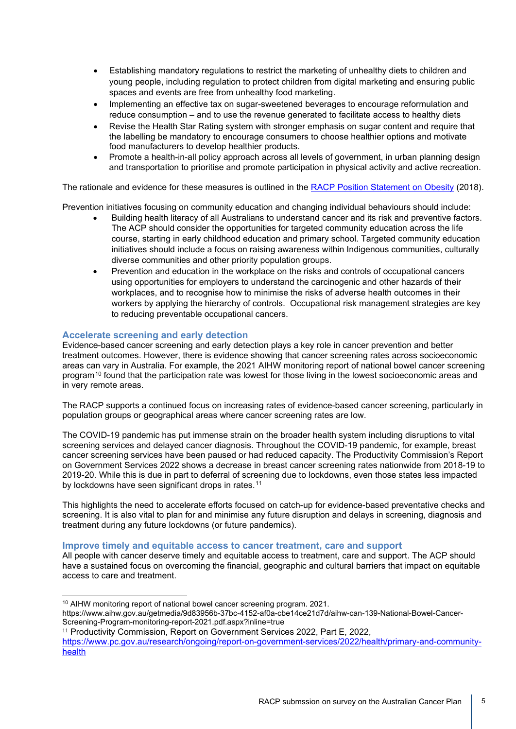- Establishing mandatory regulations to restrict the marketing of unhealthy diets to children and young people, including regulation to protect children from digital marketing and ensuring public spaces and events are free from unhealthy food marketing.
- Implementing an effective tax on sugar-sweetened beverages to encourage reformulation and reduce consumption – and to use the revenue generated to facilitate access to healthy diets
- Revise the Health Star Rating system with stronger emphasis on sugar content and require that the labelling be mandatory to encourage consumers to choose healthier options and motivate food manufacturers to develop healthier products.
- Promote a health-in-all policy approach across all levels of government, in urban planning design and transportation to prioritise and promote participation in physical activity and active recreation.

The rationale and evidence for these measures is outlined in the [RACP Position Statement on Obesity](#) (2018).

Prevention initiatives focusing on community education and changing individual behaviours should include:

- Building health literacy of all Australians to understand cancer and its risk and preventive factors. The ACP should consider the opportunities for targeted community education across the life course, starting in early childhood education and primary school. Targeted community education initiatives should include a focus on raising awareness within Indigenous communities, culturally diverse communities and other priority population groups.
- Prevention and education in the workplace on the risks and controls of occupational cancers using opportunities for employers to understand the carcinogenic and other hazards of their workplaces, and to recognise how to minimise the risks of adverse health outcomes in their workers by applying the hierarchy of controls. Occupational risk management strategies are key to reducing preventable occupational cancers.

## Accelerate screening and early detection

Evidence-based cancer screening and early detection plays a key role in cancer prevention and better treatment outcomes. However, there is evidence showing that cancer screening rates across socioeconomic areas can vary in Australia. For example, the 2021 AIHW monitoring report of national bowel cancer screening program[10] found that the participation rate was lowest for those living in the lowest socioeconomic areas and in very remote areas.

The RACP supports a continued focus on increasing rates of evidence-based cancer screening, particularly in population groups or geographical areas where cancer screening rates are low.

The COVID-19 pandemic has put immense strain on the broader health system including disruptions to vital screening services and delayed cancer diagnosis. Throughout the COVID-19 pandemic, for example, breast cancer screening services have been paused or had reduced capacity. The Productivity Commission's Report on Government Services 2022 shows a decrease in breast cancer screening rates nationwide from 2018-19 to 2019-20. While this is due in part to deferral of screening due to lockdowns, even those states less impacted by lockdowns have seen significant drops in rates.[11]

This highlights the need to accelerate efforts focused on catch-up for evidence-based preventative checks and screening. It is also vital to plan for and minimise any future disruption and delays in screening, diagnosis and treatment during any future lockdowns (or future pandemics).

## Improve timely and equitable access to cancer treatment, care and support

All people with cancer deserve timely and equitable access to treatment, care and support. The ACP should have a sustained focus on overcoming the financial, geographic and cultural barriers that impact on equitable access to care and treatment.

---

[10] AIHW monitoring report of national bowel cancer screening program. 2021. https://www.aihw.gov.au/getmedia/9d83956b-37bc-4152-af0a-cbe14ce21d7d/aihw-can-139-National-Bowel-Cancer-Screening-Program-monitoring-report-2021.pdf.aspx?inline=true

[11] Productivity Commission, Report on Government Services 2022, Part E, 2022, [https://www.pc.gov.au/research/ongoing/report-on-government-services/2022/health/primary-and-community-health](https://www.pc.gov.au/research/ongoing/report-on-government-services/2022/health/primary-and-community-health)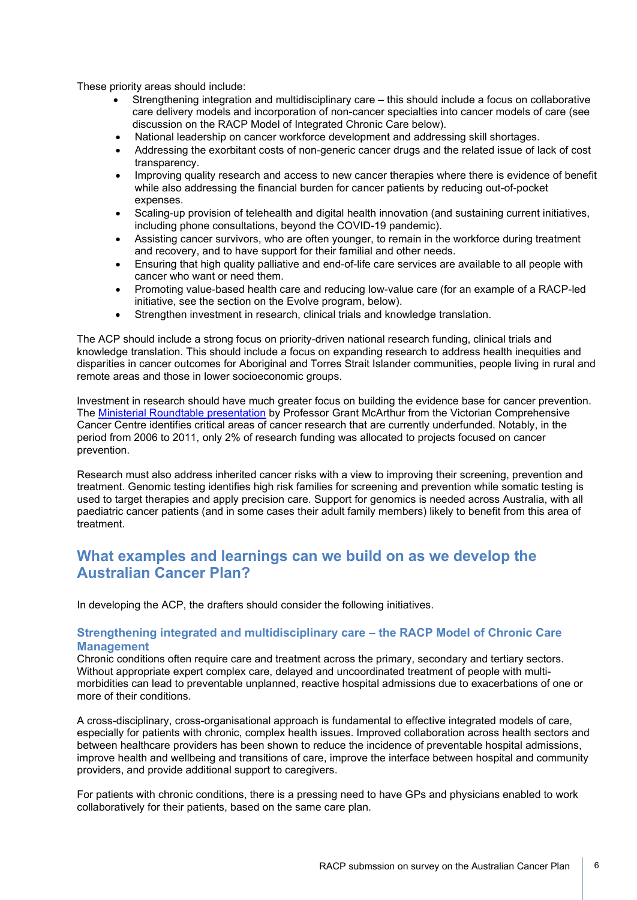These priority areas should include:

- Strengthening integration and multidisciplinary care – this should include a focus on collaborative care delivery models and incorporation of non-cancer specialties into cancer models of care (see discussion on the RACP Model of Integrated Chronic Care below).
- National leadership on cancer workforce development and addressing skill shortages.
- Addressing the exorbitant costs of non-generic cancer drugs and the related issue of lack of cost transparency.
- Improving quality research and access to new cancer therapies where there is evidence of benefit while also addressing the financial burden for cancer patients by reducing out-of-pocket expenses.
- Scaling-up provision of telehealth and digital health innovation (and sustaining current initiatives, including phone consultations, beyond the COVID-19 pandemic).
- Assisting cancer survivors, who are often younger, to remain in the workforce during treatment and recovery, and to have support for their familial and other needs.
- Ensuring that high quality palliative and end-of-life care services are available to all people with cancer who want or need them.
- Promoting value-based health care and reducing low-value care (for an example of a RACP-led initiative, see the section on the Evolve program, below).
- Strengthen investment in research, clinical trials and knowledge translation.

The ACP should include a strong focus on priority-driven national research funding, clinical trials and knowledge translation. This should include a focus on expanding research to address health inequities and disparities in cancer outcomes for Aboriginal and Torres Strait Islander communities, people living in rural and remote areas and those in lower socioeconomic groups.

Investment in research should have much greater focus on building the evidence base for cancer prevention. The Ministerial Roundtable presentation by Professor Grant McArthur from the Victorian Comprehensive Cancer Centre identifies critical areas of cancer research that are currently underfunded. Notably, in the period from 2006 to 2011, only 2% of research funding was allocated to projects focused on cancer prevention.

Research must also address inherited cancer risks with a view to improving their screening, prevention and treatment. Genomic testing identifies high risk families for screening and prevention while somatic testing is used to target therapies and apply precision care. Support for genomics is needed across Australia, with all paediatric cancer patients (and in some cases their adult family members) likely to benefit from this area of treatment.

## What examples and learnings can we build on as we develop the Australian Cancer Plan?

In developing the ACP, the drafters should consider the following initiatives.

### Strengthening integrated and multidisciplinary care – the RACP Model of Chronic Care Management

Chronic conditions often require care and treatment across the primary, secondary and tertiary sectors. Without appropriate expert complex care, delayed and uncoordinated treatment of people with multi-morbidities can lead to preventable unplanned, reactive hospital admissions due to exacerbations of one or more of their conditions.

A cross-disciplinary, cross-organisational approach is fundamental to effective integrated models of care, especially for patients with chronic, complex health issues. Improved collaboration across health sectors and between healthcare providers has been shown to reduce the incidence of preventable hospital admissions, improve health and wellbeing and transitions of care, improve the interface between hospital and community providers, and provide additional support to caregivers.

For patients with chronic conditions, there is a pressing need to have GPs and physicians enabled to work collaboratively for their patients, based on the same care plan.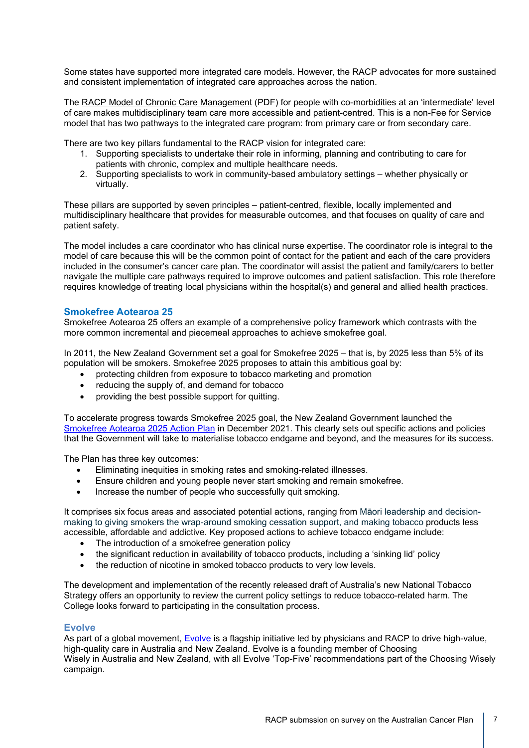Some states have supported more integrated care models. However, the RACP advocates for more sustained and consistent implementation of integrated care approaches across the nation.

The RACP Model of Chronic Care Management (PDF) for people with co-morbidities at an 'intermediate' level of care makes multidisciplinary team care more accessible and patient-centred. This is a non-Fee for Service model that has two pathways to the integrated care program: from primary care or from secondary care.

There are two key pillars fundamental to the RACP vision for integrated care:

1. Supporting specialists to undertake their role in informing, planning and contributing to care for patients with chronic, complex and multiple healthcare needs.
2. Supporting specialists to work in community-based ambulatory settings – whether physically or virtually.

These pillars are supported by seven principles – patient-centred, flexible, locally implemented and multidisciplinary healthcare that provides for measurable outcomes, and that focuses on quality of care and patient safety.

The model includes a care coordinator who has clinical nurse expertise. The coordinator role is integral to the model of care because this will be the common point of contact for the patient and each of the care providers included in the consumer's cancer care plan. The coordinator will assist the patient and family/carers to better navigate the multiple care pathways required to improve outcomes and patient satisfaction. This role therefore requires knowledge of treating local physicians within the hospital(s) and general and allied health practices.

## Smokefree Aotearoa 25

Smokefree Aotearoa 25 offers an example of a comprehensive policy framework which contrasts with the more common incremental and piecemeal approaches to achieve smokefree goal.

In 2011, the New Zealand Government set a goal for Smokefree 2025 – that is, by 2025 less than 5% of its population will be smokers. Smokefree 2025 proposes to attain this ambitious goal by:

- protecting children from exposure to tobacco marketing and promotion
- reducing the supply of, and demand for tobacco
- providing the best possible support for quitting.

To accelerate progress towards Smokefree 2025 goal, the New Zealand Government launched the Smokefree Aotearoa 2025 Action Plan in December 2021. This clearly sets out specific actions and policies that the Government will take to materialise tobacco endgame and beyond, and the measures for its success.

The Plan has three key outcomes:

- Eliminating inequities in smoking rates and smoking-related illnesses.
- Ensure children and young people never start smoking and remain smokefree.
- Increase the number of people who successfully quit smoking.

It comprises six focus areas and associated potential actions, ranging from Māori leadership and decision-making to giving smokers the wrap-around smoking cessation support, and making tobacco products less accessible, affordable and addictive. Key proposed actions to achieve tobacco endgame include:

- The introduction of a smokefree generation policy
- the significant reduction in availability of tobacco products, including a 'sinking lid' policy
- the reduction of nicotine in smoked tobacco products to very low levels.

The development and implementation of the recently released draft of Australia's new National Tobacco Strategy offers an opportunity to review the current policy settings to reduce tobacco-related harm. The College looks forward to participating in the consultation process.

## Evolve

As part of a global movement, Evolve is a flagship initiative led by physicians and RACP to drive high-value, high-quality care in Australia and New Zealand. Evolve is a founding member of Choosing Wisely in Australia and New Zealand, with all Evolve 'Top-Five' recommendations part of the Choosing Wisely campaign.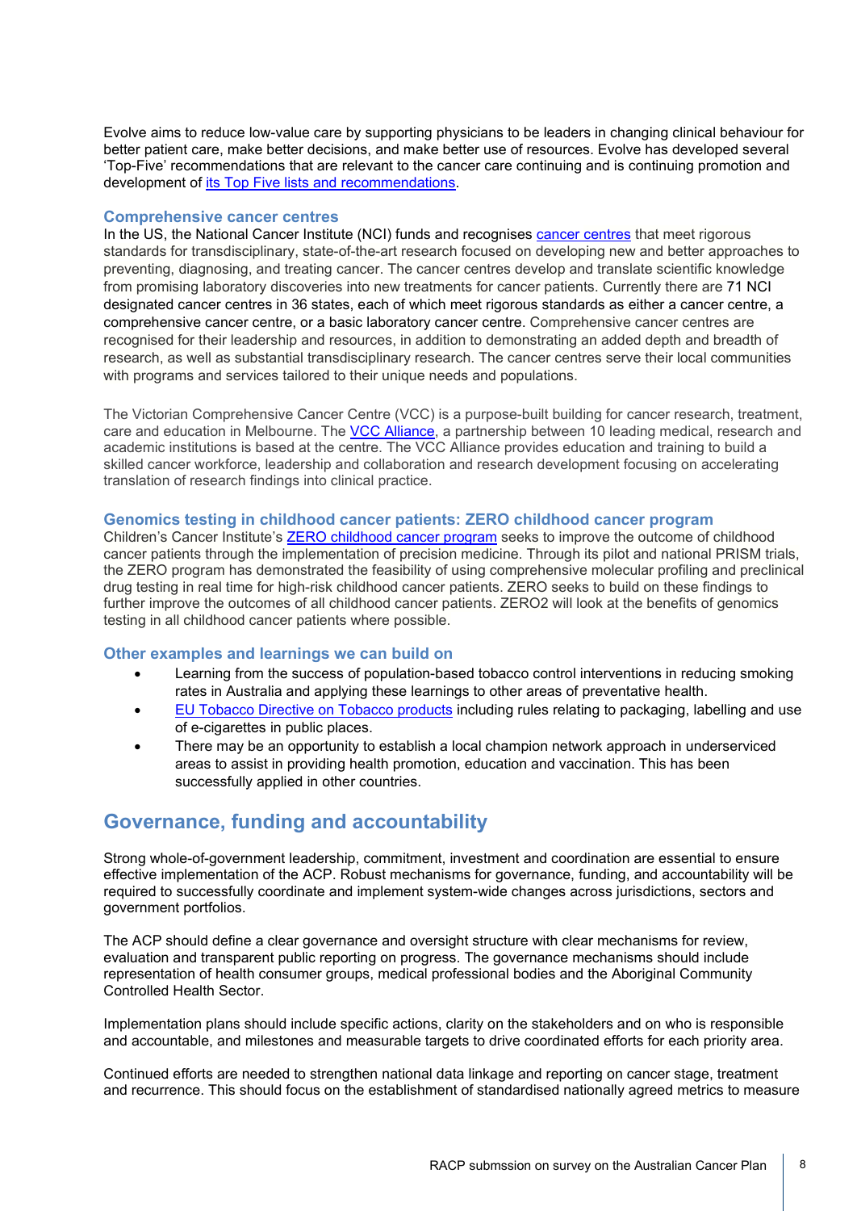Evolve aims to reduce low-value care by supporting physicians to be leaders in changing clinical behaviour for better patient care, make better decisions, and make better use of resources. Evolve has developed several ‘Top-Five’ recommendations that are relevant to the cancer care continuing and is continuing promotion and development of its Top Five lists and recommendations.

### Comprehensive cancer centres

In the US, the National Cancer Institute (NCI) funds and recognises cancer centres that meet rigorous standards for transdisciplinary, state-of-the-art research focused on developing new and better approaches to preventing, diagnosing, and treating cancer. The cancer centres develop and translate scientific knowledge from promising laboratory discoveries into new treatments for cancer patients. Currently there are 71 NCI designated cancer centres in 36 states, each of which meet rigorous standards as either a cancer centre, a comprehensive cancer centre, or a basic laboratory cancer centre. Comprehensive cancer centres are recognised for their leadership and resources, in addition to demonstrating an added depth and breadth of research, as well as substantial transdisciplinary research. The cancer centres serve their local communities with programs and services tailored to their unique needs and populations.

The Victorian Comprehensive Cancer Centre (VCC) is a purpose-built building for cancer research, treatment, care and education in Melbourne. The VCC Alliance, a partnership between 10 leading medical, research and academic institutions is based at the centre. The VCC Alliance provides education and training to build a skilled cancer workforce, leadership and collaboration and research development focusing on accelerating translation of research findings into clinical practice.

### Genomics testing in childhood cancer patients: ZERO childhood cancer program

Children’s Cancer Institute’s ZERO childhood cancer program seeks to improve the outcome of childhood cancer patients through the implementation of precision medicine. Through its pilot and national PRISM trials, the ZERO program has demonstrated the feasibility of using comprehensive molecular profiling and preclinical drug testing in real time for high-risk childhood cancer patients. ZERO seeks to build on these findings to further improve the outcomes of all childhood cancer patients. ZERO2 will look at the benefits of genomics testing in all childhood cancer patients where possible.

### Other examples and learnings we can build on

- Learning from the success of population-based tobacco control interventions in reducing smoking rates in Australia and applying these learnings to other areas of preventative health.
- EU Tobacco Directive on Tobacco products including rules relating to packaging, labelling and use of e-cigarettes in public places.
- There may be an opportunity to establish a local champion network approach in underserviced areas to assist in providing health promotion, education and vaccination. This has been successfully applied in other countries.

## Governance, funding and accountability

Strong whole-of-government leadership, commitment, investment and coordination are essential to ensure effective implementation of the ACP. Robust mechanisms for governance, funding, and accountability will be required to successfully coordinate and implement system-wide changes across jurisdictions, sectors and government portfolios.

The ACP should define a clear governance and oversight structure with clear mechanisms for review, evaluation and transparent public reporting on progress. The governance mechanisms should include representation of health consumer groups, medical professional bodies and the Aboriginal Community Controlled Health Sector.

Implementation plans should include specific actions, clarity on the stakeholders and on who is responsible and accountable, and milestones and measurable targets to drive coordinated efforts for each priority area.

Continued efforts are needed to strengthen national data linkage and reporting on cancer stage, treatment and recurrence. This should focus on the establishment of standardised nationally agreed metrics to measure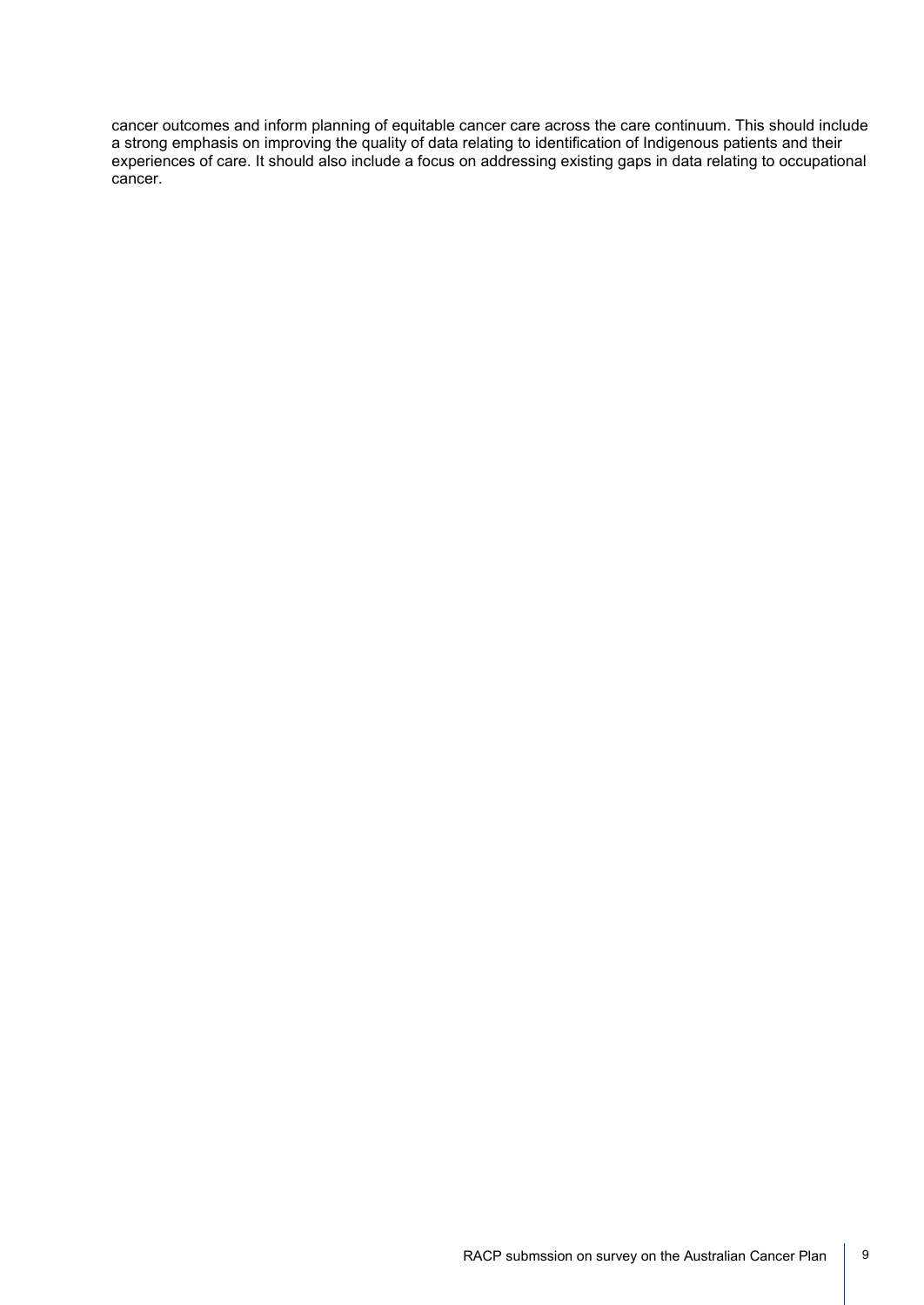cancer outcomes and inform planning of equitable cancer care across the care continuum. This should include a strong emphasis on improving the quality of data relating to identification of Indigenous patients and their experiences of care. It should also include a focus on addressing existing gaps in data relating to occupational cancer.